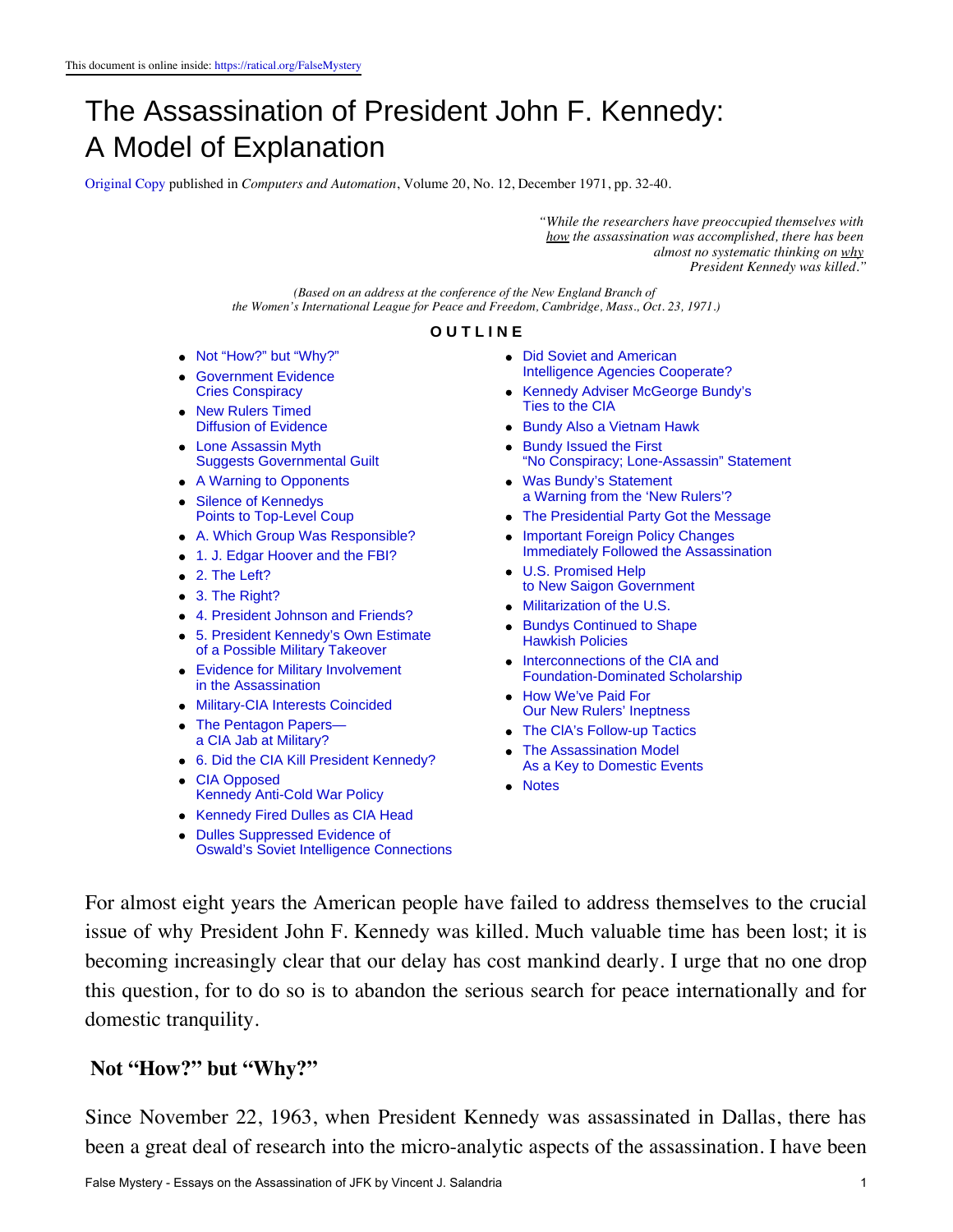This document is online inside: https://ratical.org/FalseMystery

# The Assassination of President John F. Kennedy: A Model of Explanation

Original Copy published in *Computers and Automation*, Volume 20, No. 12, December 1971, pp. 32-40.

> *"While the researchers have preoccupied themselves with how the assassination was accomplished, there has been almost no systematic thinking on why President Kennedy was killed."*

*(Based on an address at the conference of the New England Branch of the Women's International League for Peace and Freedom, Cambridge, Mass., Oct. 23, 1971.)*

**OUTLINE**

- Not "How?" but "Why?"
- Government Evidence Cries Conspiracy
- New Rulers Timed Diffusion of Evidence
- Lone Assassin Myth Suggests Governmental Guilt
- A Warning to Opponents
- Silence of Kennedys Points to Top-Level Coup
- A. Which Group Was Responsible?
- 1. J. Edgar Hoover and the FBI?
- 2. The Left?
- 3. The Right?
- 4. President Johnson and Friends?
- 5. President Kennedy's Own Estimate of a Possible Military Takeover
- Evidence for Military Involvement in the Assassination
- Military-CIA Interests Coincided
- The Pentagon Papers—a CIA Jab at Military?
- 6. Did the CIA Kill President Kennedy?
- CIA Opposed Kennedy Anti-Cold War Policy
- Kennedy Fired Dulles as CIA Head
- Dulles Suppressed Evidence of Oswald's Soviet Intelligence Connections
- Did Soviet and American Intelligence Agencies Cooperate?
- Kennedy Adviser McGeorge Bundy's Ties to the CIA
- Bundy Also a Vietnam Hawk
- Bundy Issued the First "No Conspiracy; Lone-Assassin" Statement
- Was Bundy's Statement a Warning from the 'New Rulers'?
- The Presidential Party Got the Message
- Important Foreign Policy Changes Immediately Followed the Assassination
- U.S. Promised Help to New Saigon Government
- Militarization of the U.S.
- Bundys Continued to Shape Hawkish Policies
- Interconnections of the CIA and Foundation-Dominated Scholarship
- How We've Paid For Our New Rulers' Ineptness
- The CIA's Follow-up Tactics
- The Assassination Model As a Key to Domestic Events
- Notes

For almost eight years the American people have failed to address themselves to the crucial issue of why President John F. Kennedy was killed. Much valuable time has been lost; it is becoming increasingly clear that our delay has cost mankind dearly. I urge that no one drop this question, for to do so is to abandon the serious search for peace internationally and for domestic tranquility.

## Not "How?" but "Why?"

Since November 22, 1963, when President Kennedy was assassinated in Dallas, there has been a great deal of research into the micro-analytic aspects of the assassination. I have been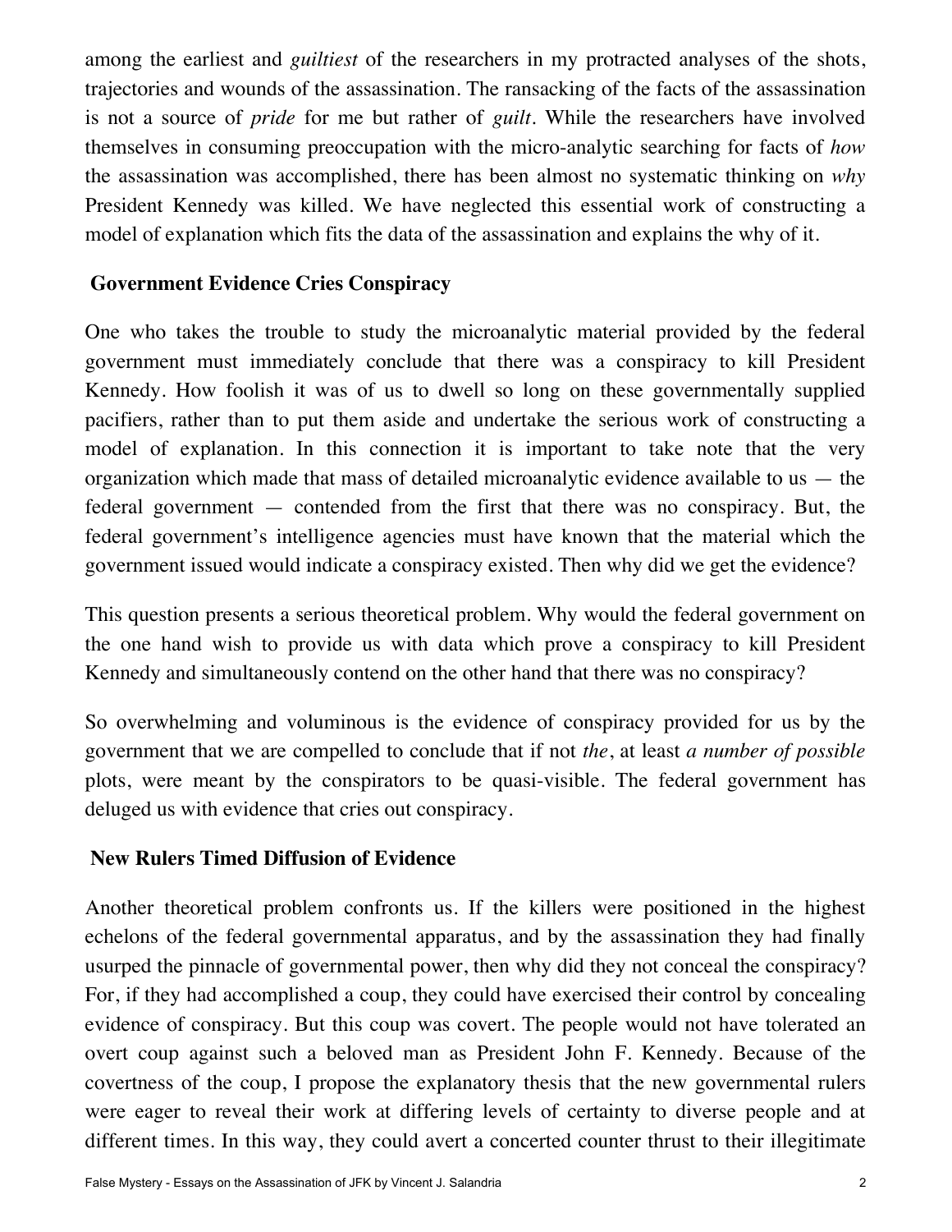among the earliest and *guiltiest* of the researchers in my protracted analyses of the shots, trajectories and wounds of the assassination. The ransacking of the facts of the assassination is not a source of *pride* for me but rather of *guilt*. While the researchers have involved themselves in consuming preoccupation with the micro-analytic searching for facts of *how* the assassination was accomplished, there has been almost no systematic thinking on *why* President Kennedy was killed. We have neglected this essential work of constructing a model of explanation which fits the data of the assassination and explains the why of it.

### Government Evidence Cries Conspiracy

One who takes the trouble to study the microanalytic material provided by the federal government must immediately conclude that there was a conspiracy to kill President Kennedy. How foolish it was of us to dwell so long on these governmentally supplied pacifiers, rather than to put them aside and undertake the serious work of constructing a model of explanation. In this connection it is important to take note that the very organization which made that mass of detailed microanalytic evidence available to us — the federal government — contended from the first that there was no conspiracy. But, the federal government's intelligence agencies must have known that the material which the government issued would indicate a conspiracy existed. Then why did we get the evidence?

This question presents a serious theoretical problem. Why would the federal government on the one hand wish to provide us with data which prove a conspiracy to kill President Kennedy and simultaneously contend on the other hand that there was no conspiracy?

So overwhelming and voluminous is the evidence of conspiracy provided for us by the government that we are compelled to conclude that if not *the*, at least *a number of possible* plots, were meant by the conspirators to be quasi-visible. The federal government has deluged us with evidence that cries out conspiracy.

### New Rulers Timed Diffusion of Evidence

Another theoretical problem confronts us. If the killers were positioned in the highest echelons of the federal governmental apparatus, and by the assassination they had finally usurped the pinnacle of governmental power, then why did they not conceal the conspiracy? For, if they had accomplished a coup, they could have exercised their control by concealing evidence of conspiracy. But this coup was covert. The people would not have tolerated an overt coup against such a beloved man as President John F. Kennedy. Because of the covertness of the coup, I propose the explanatory thesis that the new governmental rulers were eager to reveal their work at differing levels of certainty to diverse people and at different times. In this way, they could avert a concerted counter thrust to their illegitimate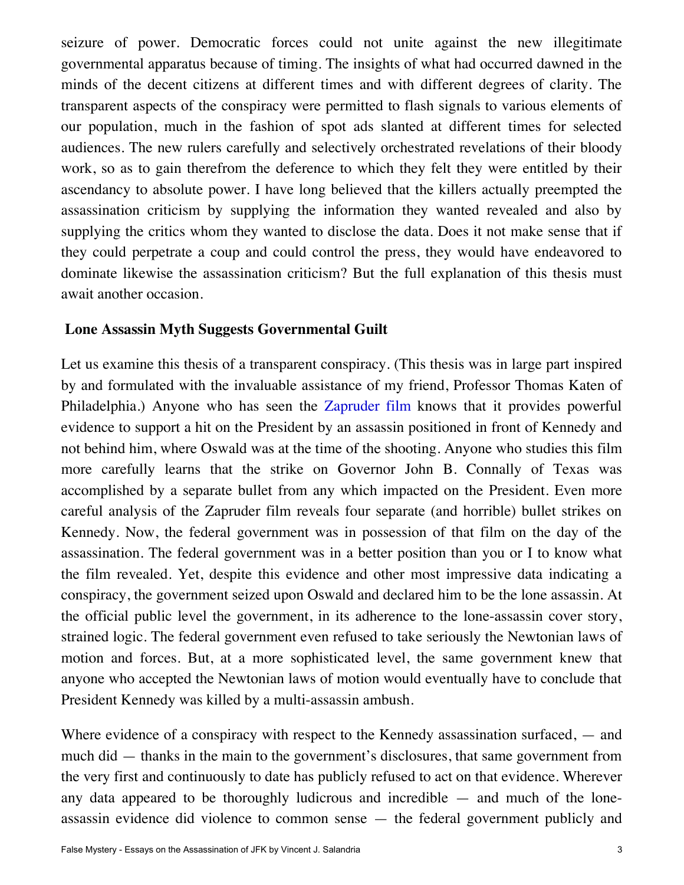seizure of power. Democratic forces could not unite against the new illegitimate governmental apparatus because of timing. The insights of what had occurred dawned in the minds of the decent citizens at different times and with different degrees of clarity. The transparent aspects of the conspiracy were permitted to flash signals to various elements of our population, much in the fashion of spot ads slanted at different times for selected audiences. The new rulers carefully and selectively orchestrated revelations of their bloody work, so as to gain therefrom the deference to which they felt they were entitled by their ascendancy to absolute power. I have long believed that the killers actually preempted the assassination criticism by supplying the information they wanted revealed and also by supplying the critics whom they wanted to disclose the data. Does it not make sense that if they could perpetrate a coup and could control the press, they would have endeavored to dominate likewise the assassination criticism? But the full explanation of this thesis must await another occasion.

**Lone Assassin Myth Suggests Governmental Guilt**

Let us examine this thesis of a transparent conspiracy. (This thesis was in large part inspired by and formulated with the invaluable assistance of my friend, Professor Thomas Katen of Philadelphia.) Anyone who has seen the Zapruder film knows that it provides powerful evidence to support a hit on the President by an assassin positioned in front of Kennedy and not behind him, where Oswald was at the time of the shooting. Anyone who studies this film more carefully learns that the strike on Governor John B. Connally of Texas was accomplished by a separate bullet from any which impacted on the President. Even more careful analysis of the Zapruder film reveals four separate (and horrible) bullet strikes on Kennedy. Now, the federal government was in possession of that film on the day of the assassination. The federal government was in a better position than you or I to know what the film revealed. Yet, despite this evidence and other most impressive data indicating a conspiracy, the government seized upon Oswald and declared him to be the lone assassin. At the official public level the government, in its adherence to the lone-assassin cover story, strained logic. The federal government even refused to take seriously the Newtonian laws of motion and forces. But, at a more sophisticated level, the same government knew that anyone who accepted the Newtonian laws of motion would eventually have to conclude that President Kennedy was killed by a multi-assassin ambush.

Where evidence of a conspiracy with respect to the Kennedy assassination surfaced, — and much did — thanks in the main to the government's disclosures, that same government from the very first and continuously to date has publicly refused to act on that evidence. Wherever any data appeared to be thoroughly ludicrous and incredible — and much of the lone-assassin evidence did violence to common sense — the federal government publicly and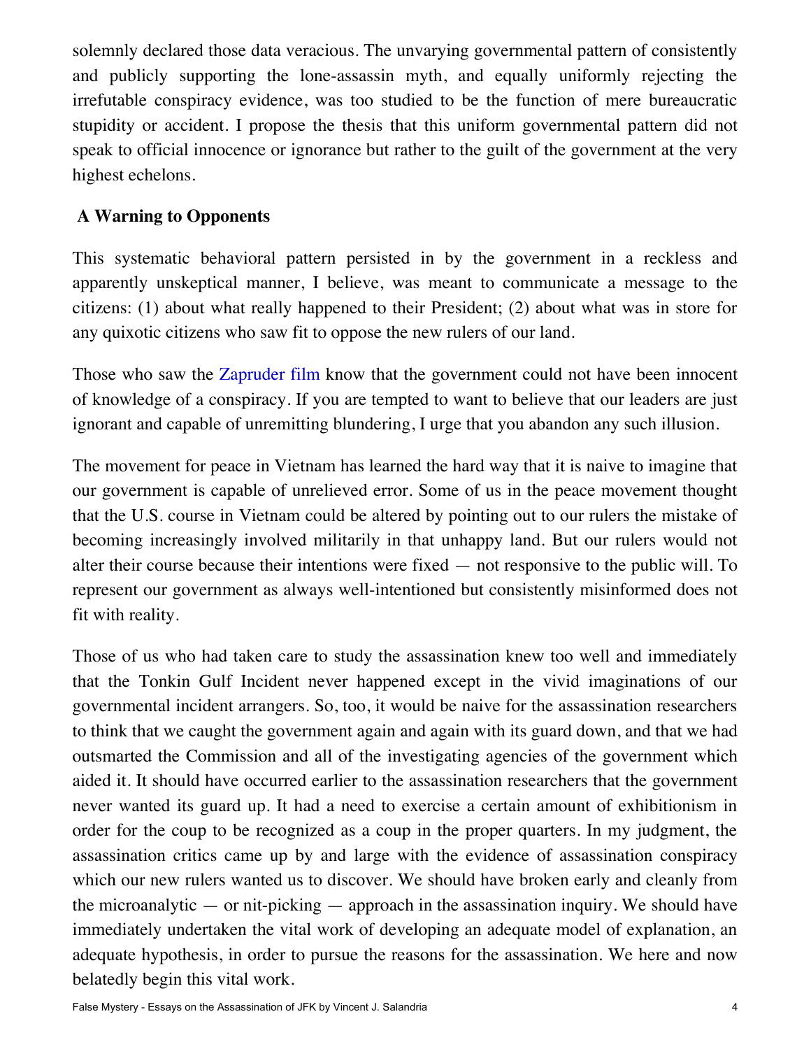solemnly declared those data veracious. The unvarying governmental pattern of consistently and publicly supporting the lone-assassin myth, and equally uniformly rejecting the irrefutable conspiracy evidence, was too studied to be the function of mere bureaucratic stupidity or accident. I propose the thesis that this uniform governmental pattern did not speak to official innocence or ignorance but rather to the guilt of the government at the very highest echelons.

## A Warning to Opponents

This systematic behavioral pattern persisted in by the government in a reckless and apparently unskeptical manner, I believe, was meant to communicate a message to the citizens: (1) about what really happened to their President; (2) about what was in store for any quixotic citizens who saw fit to oppose the new rulers of our land.

Those who saw the Zapruder film know that the government could not have been innocent of knowledge of a conspiracy. If you are tempted to want to believe that our leaders are just ignorant and capable of unremitting blundering, I urge that you abandon any such illusion.

The movement for peace in Vietnam has learned the hard way that it is naive to imagine that our government is capable of unrelieved error. Some of us in the peace movement thought that the U.S. course in Vietnam could be altered by pointing out to our rulers the mistake of becoming increasingly involved militarily in that unhappy land. But our rulers would not alter their course because their intentions were fixed — not responsive to the public will. To represent our government as always well-intentioned but consistently misinformed does not fit with reality.

Those of us who had taken care to study the assassination knew too well and immediately that the Tonkin Gulf Incident never happened except in the vivid imaginations of our governmental incident arrangers. So, too, it would be naive for the assassination researchers to think that we caught the government again and again with its guard down, and that we had outsmarted the Commission and all of the investigating agencies of the government which aided it. It should have occurred earlier to the assassination researchers that the government never wanted its guard up. It had a need to exercise a certain amount of exhibitionism in order for the coup to be recognized as a coup in the proper quarters. In my judgment, the assassination critics came up by and large with the evidence of assassination conspiracy which our new rulers wanted us to discover. We should have broken early and cleanly from the microanalytic — or nit-picking — approach in the assassination inquiry. We should have immediately undertaken the vital work of developing an adequate model of explanation, an adequate hypothesis, in order to pursue the reasons for the assassination. We here and now belatedly begin this vital work.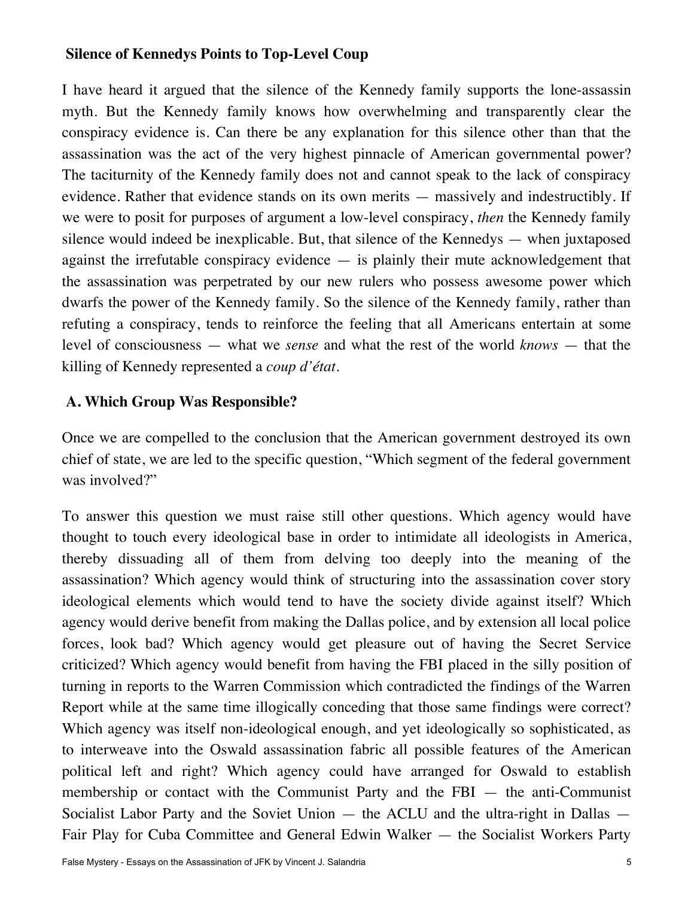## Silence of Kennedys Points to Top-Level Coup

I have heard it argued that the silence of the Kennedy family supports the lone-assassin myth. But the Kennedy family knows how overwhelming and transparently clear the conspiracy evidence is. Can there be any explanation for this silence other than that the assassination was the act of the very highest pinnacle of American governmental power? The taciturnity of the Kennedy family does not and cannot speak to the lack of conspiracy evidence. Rather that evidence stands on its own merits — massively and indestructibly. If we were to posit for purposes of argument a low-level conspiracy, *then* the Kennedy family silence would indeed be inexplicable. But, that silence of the Kennedys — when juxtaposed against the irrefutable conspiracy evidence — is plainly their mute acknowledgement that the assassination was perpetrated by our new rulers who possess awesome power which dwarfs the power of the Kennedy family. So the silence of the Kennedy family, rather than refuting a conspiracy, tends to reinforce the feeling that all Americans entertain at some level of consciousness — what we *sense* and what the rest of the world *knows* — that the killing of Kennedy represented a *coup d'état*.

## A. Which Group Was Responsible?

Once we are compelled to the conclusion that the American government destroyed its own chief of state, we are led to the specific question, "Which segment of the federal government was involved?"

To answer this question we must raise still other questions. Which agency would have thought to touch every ideological base in order to intimidate all ideologists in America, thereby dissuading all of them from delving too deeply into the meaning of the assassination? Which agency would think of structuring into the assassination cover story ideological elements which would tend to have the society divide against itself? Which agency would derive benefit from making the Dallas police, and by extension all local police forces, look bad? Which agency would get pleasure out of having the Secret Service criticized? Which agency would benefit from having the FBI placed in the silly position of turning in reports to the Warren Commission which contradicted the findings of the Warren Report while at the same time illogically conceding that those same findings were correct? Which agency was itself non-ideological enough, and yet ideologically so sophisticated, as to interweave into the Oswald assassination fabric all possible features of the American political left and right? Which agency could have arranged for Oswald to establish membership or contact with the Communist Party and the FBI — the anti-Communist Socialist Labor Party and the Soviet Union — the ACLU and the ultra-right in Dallas — Fair Play for Cuba Committee and General Edwin Walker — the Socialist Workers Party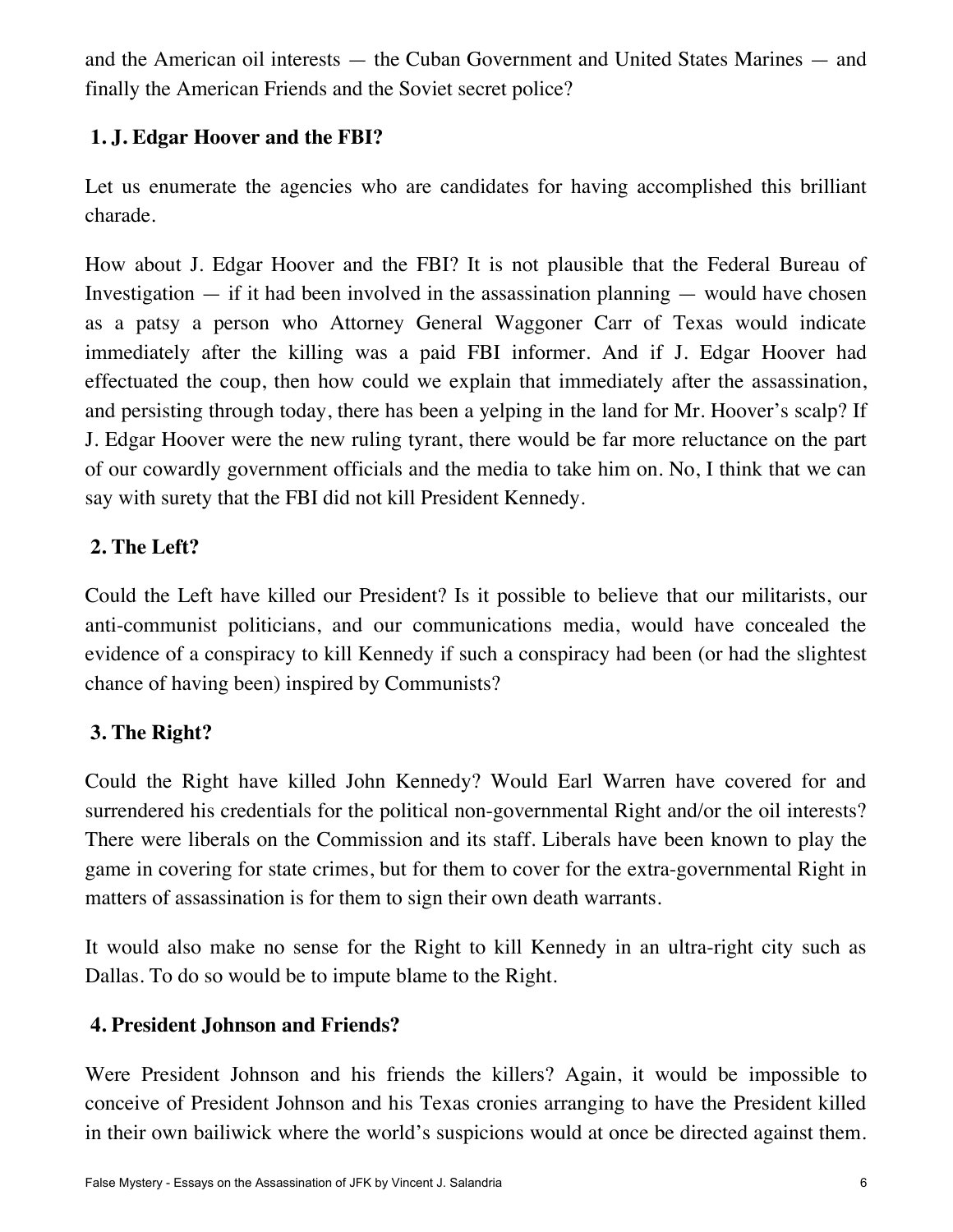and the American oil interests — the Cuban Government and United States Marines — and finally the American Friends and the Soviet secret police?

## 1. J. Edgar Hoover and the FBI?

Let us enumerate the agencies who are candidates for having accomplished this brilliant charade.

How about J. Edgar Hoover and the FBI? It is not plausible that the Federal Bureau of Investigation — if it had been involved in the assassination planning — would have chosen as a patsy a person who Attorney General Waggoner Carr of Texas would indicate immediately after the killing was a paid FBI informer. And if J. Edgar Hoover had effectuated the coup, then how could we explain that immediately after the assassination, and persisting through today, there has been a yelping in the land for Mr. Hoover's scalp? If J. Edgar Hoover were the new ruling tyrant, there would be far more reluctance on the part of our cowardly government officials and the media to take him on. No, I think that we can say with surety that the FBI did not kill President Kennedy.

## 2. The Left?

Could the Left have killed our President? Is it possible to believe that our militarists, our anti-communist politicians, and our communications media, would have concealed the evidence of a conspiracy to kill Kennedy if such a conspiracy had been (or had the slightest chance of having been) inspired by Communists?

## 3. The Right?

Could the Right have killed John Kennedy? Would Earl Warren have covered for and surrendered his credentials for the political non-governmental Right and/or the oil interests? There were liberals on the Commission and its staff. Liberals have been known to play the game in covering for state crimes, but for them to cover for the extra-governmental Right in matters of assassination is for them to sign their own death warrants.

It would also make no sense for the Right to kill Kennedy in an ultra-right city such as Dallas. To do so would be to impute blame to the Right.

## 4. President Johnson and Friends?

Were President Johnson and his friends the killers? Again, it would be impossible to conceive of President Johnson and his Texas cronies arranging to have the President killed in their own bailiwick where the world's suspicions would at once be directed against them.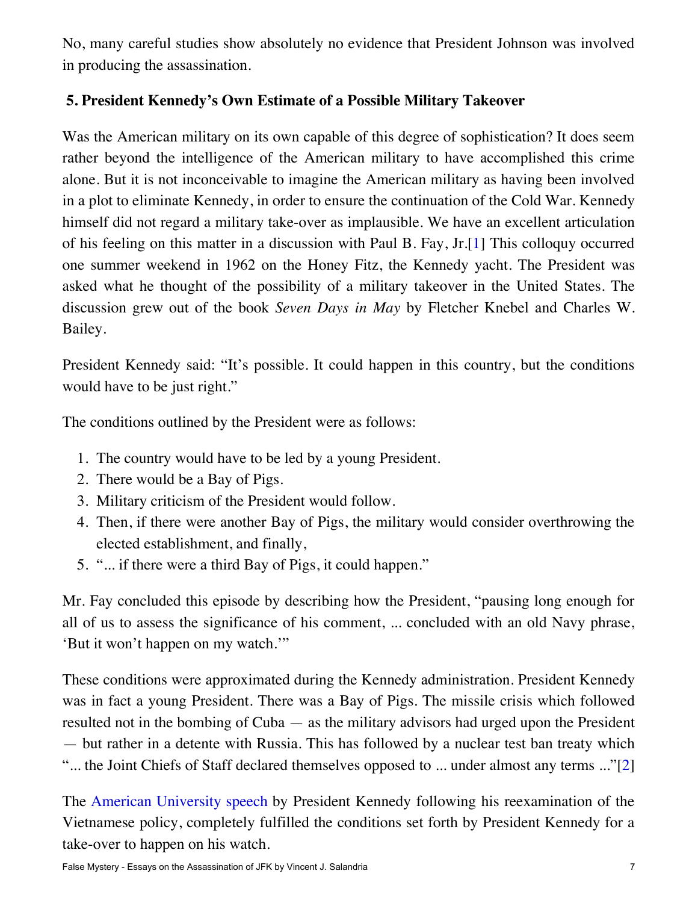No, many careful studies show absolutely no evidence that President Johnson was involved in producing the assassination.

### 5. President Kennedy's Own Estimate of a Possible Military Takeover

Was the American military on its own capable of this degree of sophistication? It does seem rather beyond the intelligence of the American military to have accomplished this crime alone. But it is not inconceivable to imagine the American military as having been involved in a plot to eliminate Kennedy, in order to ensure the continuation of the Cold War. Kennedy himself did not regard a military take-over as implausible. We have an excellent articulation of his feeling on this matter in a discussion with Paul B. Fay, Jr.[1] This colloquy occurred one summer weekend in 1962 on the Honey Fitz, the Kennedy yacht. The President was asked what he thought of the possibility of a military takeover in the United States. The discussion grew out of the book *Seven Days in May* by Fletcher Knebel and Charles W. Bailey.

President Kennedy said: "It's possible. It could happen in this country, but the conditions would have to be just right."

The conditions outlined by the President were as follows:

1. The country would have to be led by a young President.
2. There would be a Bay of Pigs.
3. Military criticism of the President would follow.
4. Then, if there were another Bay of Pigs, the military would consider overthrowing the elected establishment, and finally,
5. "... if there were a third Bay of Pigs, it could happen."

Mr. Fay concluded this episode by describing how the President, "pausing long enough for all of us to assess the significance of his comment, ... concluded with an old Navy phrase, 'But it won't happen on my watch.'"

These conditions were approximated during the Kennedy administration. President Kennedy was in fact a young President. There was a Bay of Pigs. The missile crisis which followed resulted not in the bombing of Cuba — as the military advisors had urged upon the President — but rather in a detente with Russia. This has followed by a nuclear test ban treaty which "... the Joint Chiefs of Staff declared themselves opposed to ... under almost any terms ..."[2]

The American University speech by President Kennedy following his reexamination of the Vietnamese policy, completely fulfilled the conditions set forth by President Kennedy for a take-over to happen on his watch.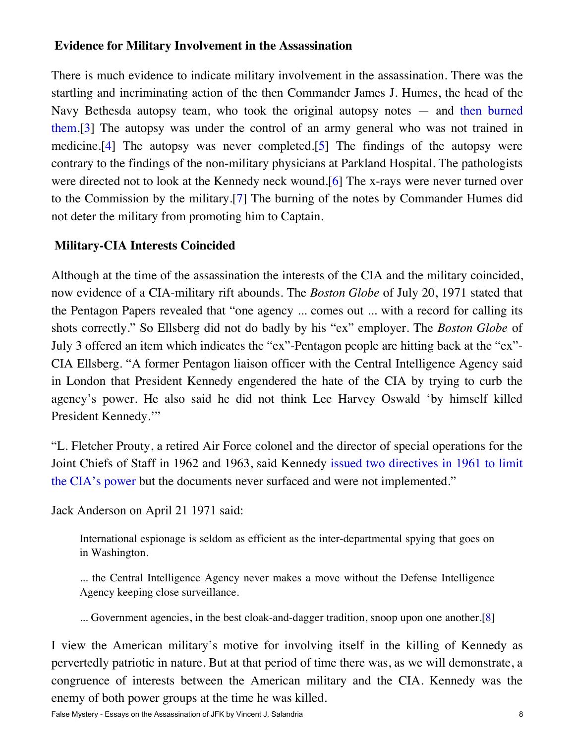## Evidence for Military Involvement in the Assassination

There is much evidence to indicate military involvement in the assassination. There was the startling and incriminating action of the then Commander James J. Humes, the head of the Navy Bethesda autopsy team, who took the original autopsy notes — and then burned them.[3] The autopsy was under the control of an army general who was not trained in medicine.[4] The autopsy was never completed.[5] The findings of the autopsy were contrary to the findings of the non-military physicians at Parkland Hospital. The pathologists were directed not to look at the Kennedy neck wound.[6] The x-rays were never turned over to the Commission by the military.[7] The burning of the notes by Commander Humes did not deter the military from promoting him to Captain.

## Military-CIA Interests Coincided

Although at the time of the assassination the interests of the CIA and the military coincided, now evidence of a CIA-military rift abounds. The *Boston Globe* of July 20, 1971 stated that the Pentagon Papers revealed that "one agency ... comes out ... with a record for calling its shots correctly." So Ellsberg did not do badly by his "ex" employer. The *Boston Globe* of July 3 offered an item which indicates the "ex"-Pentagon people are hitting back at the "ex"-CIA Ellsberg. "A former Pentagon liaison officer with the Central Intelligence Agency said in London that President Kennedy engendered the hate of the CIA by trying to curb the agency's power. He also said he did not think Lee Harvey Oswald 'by himself killed President Kennedy.'"

"L. Fletcher Prouty, a retired Air Force colonel and the director of special operations for the Joint Chiefs of Staff in 1962 and 1963, said Kennedy issued two directives in 1961 to limit the CIA's power but the documents never surfaced and were not implemented."

Jack Anderson on April 21 1971 said:

> International espionage is seldom as efficient as the inter-departmental spying that goes on in Washington.
>
> ... the Central Intelligence Agency never makes a move without the Defense Intelligence Agency keeping close surveillance.
>
> ... Government agencies, in the best cloak-and-dagger tradition, snoop upon one another.[8]

I view the American military's motive for involving itself in the killing of Kennedy as pervertedly patriotic in nature. But at that period of time there was, as we will demonstrate, a congruence of interests between the American military and the CIA. Kennedy was the enemy of both power groups at the time he was killed.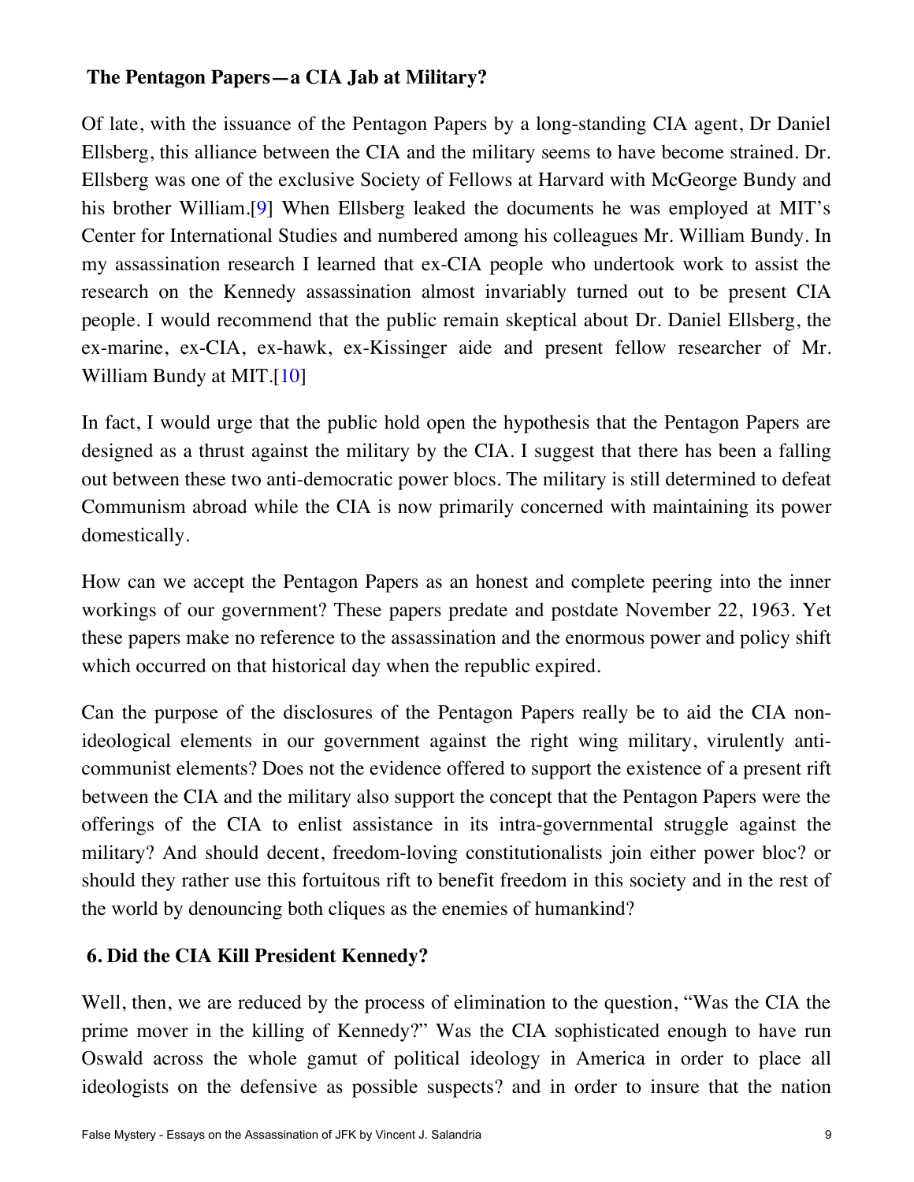## The Pentagon Papers—a CIA Jab at Military?

Of late, with the issuance of the Pentagon Papers by a long-standing CIA agent, Dr Daniel Ellsberg, this alliance between the CIA and the military seems to have become strained. Dr. Ellsberg was one of the exclusive Society of Fellows at Harvard with McGeorge Bundy and his brother William.[9] When Ellsberg leaked the documents he was employed at MIT's Center for International Studies and numbered among his colleagues Mr. William Bundy. In my assassination research I learned that ex-CIA people who undertook work to assist the research on the Kennedy assassination almost invariably turned out to be present CIA people. I would recommend that the public remain skeptical about Dr. Daniel Ellsberg, the ex-marine, ex-CIA, ex-hawk, ex-Kissinger aide and present fellow researcher of Mr. William Bundy at MIT.[10]

In fact, I would urge that the public hold open the hypothesis that the Pentagon Papers are designed as a thrust against the military by the CIA. I suggest that there has been a falling out between these two anti-democratic power blocs. The military is still determined to defeat Communism abroad while the CIA is now primarily concerned with maintaining its power domestically.

How can we accept the Pentagon Papers as an honest and complete peering into the inner workings of our government? These papers predate and postdate November 22, 1963. Yet these papers make no reference to the assassination and the enormous power and policy shift which occurred on that historical day when the republic expired.

Can the purpose of the disclosures of the Pentagon Papers really be to aid the CIA non-ideological elements in our government against the right wing military, virulently anti-communist elements? Does not the evidence offered to support the existence of a present rift between the CIA and the military also support the concept that the Pentagon Papers were the offerings of the CIA to enlist assistance in its intra-governmental struggle against the military? And should decent, freedom-loving constitutionalists join either power bloc? or should they rather use this fortuitous rift to benefit freedom in this society and in the rest of the world by denouncing both cliques as the enemies of humankind?

## 6. Did the CIA Kill President Kennedy?

Well, then, we are reduced by the process of elimination to the question, "Was the CIA the prime mover in the killing of Kennedy?" Was the CIA sophisticated enough to have run Oswald across the whole gamut of political ideology in America in order to place all ideologists on the defensive as possible suspects? and in order to insure that the nation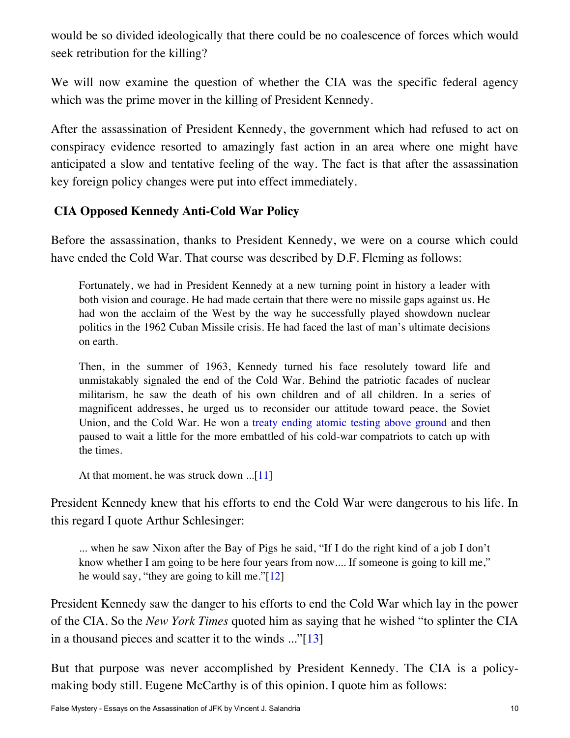would be so divided ideologically that there could be no coalescence of forces which would seek retribution for the killing?

We will now examine the question of whether the CIA was the specific federal agency which was the prime mover in the killing of President Kennedy.

After the assassination of President Kennedy, the government which had refused to act on conspiracy evidence resorted to amazingly fast action in an area where one might have anticipated a slow and tentative feeling of the way. The fact is that after the assassination key foreign policy changes were put into effect immediately.

### CIA Opposed Kennedy Anti-Cold War Policy

Before the assassination, thanks to President Kennedy, we were on a course which could have ended the Cold War. That course was described by D.F. Fleming as follows:

> Fortunately, we had in President Kennedy at a new turning point in history a leader with both vision and courage. He had made certain that there were no missile gaps against us. He had won the acclaim of the West by the way he successfully played showdown nuclear politics in the 1962 Cuban Missile crisis. He had faced the last of man's ultimate decisions on earth.
>
> Then, in the summer of 1963, Kennedy turned his face resolutely toward life and unmistakably signaled the end of the Cold War. Behind the patriotic facades of nuclear militarism, he saw the death of his own children and of all children. In a series of magnificent addresses, he urged us to reconsider our attitude toward peace, the Soviet Union, and the Cold War. He won a treaty ending atomic testing above ground and then paused to wait a little for the more embattled of his cold-war compatriots to catch up with the times.
>
> At that moment, he was struck down ...[11]

President Kennedy knew that his efforts to end the Cold War were dangerous to his life. In this regard I quote Arthur Schlesinger:

> ... when he saw Nixon after the Bay of Pigs he said, "If I do the right kind of a job I don't know whether I am going to be here four years from now.... If someone is going to kill me," he would say, "they are going to kill me."[12]

President Kennedy saw the danger to his efforts to end the Cold War which lay in the power of the CIA. So the *New York Times* quoted him as saying that he wished "to splinter the CIA in a thousand pieces and scatter it to the winds ..."[13]

But that purpose was never accomplished by President Kennedy. The CIA is a policy-making body still. Eugene McCarthy is of this opinion. I quote him as follows: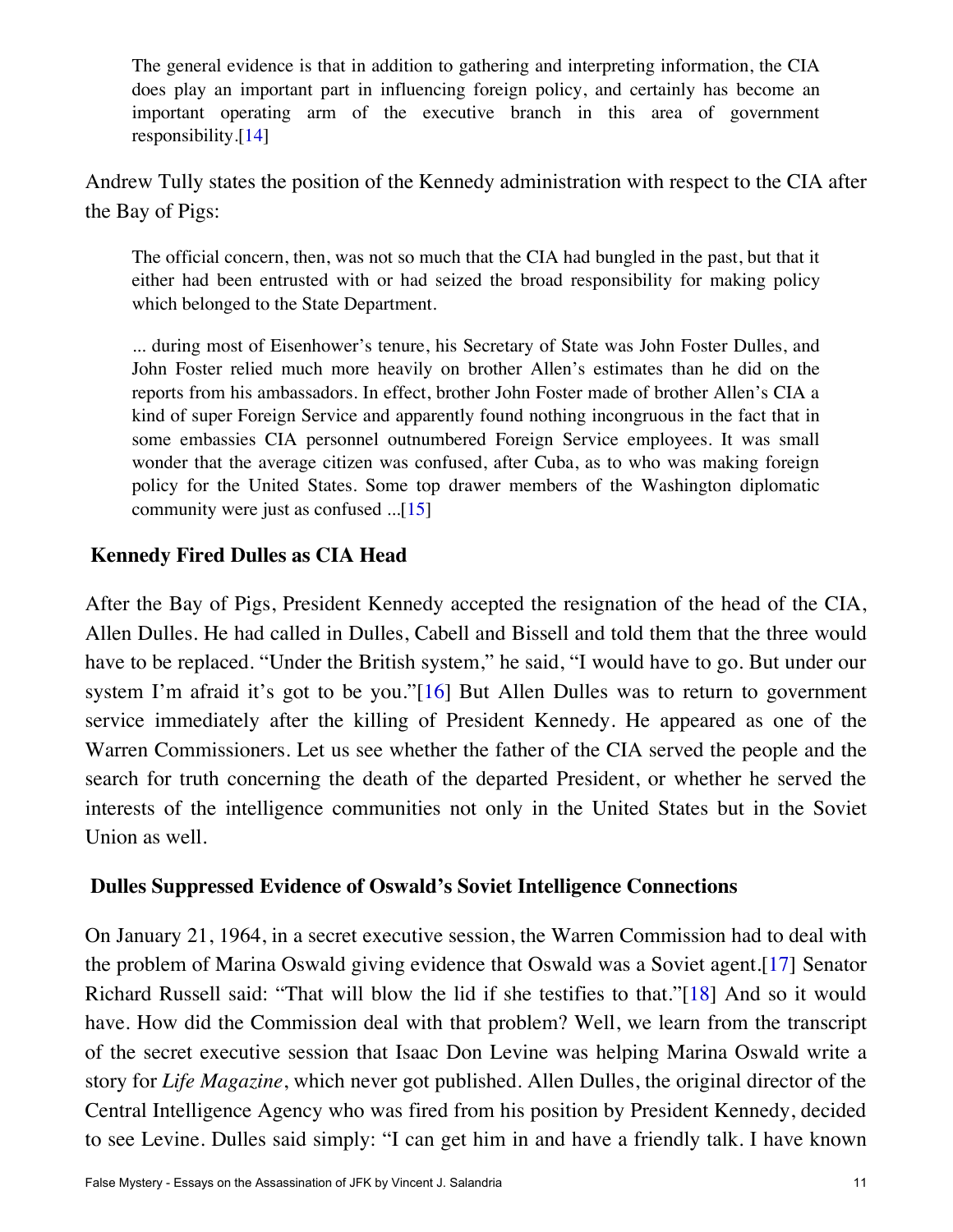> The general evidence is that in addition to gathering and interpreting information, the CIA does play an important part in influencing foreign policy, and certainly has become an important operating arm of the executive branch in this area of government responsibility.[14]

Andrew Tully states the position of the Kennedy administration with respect to the CIA after the Bay of Pigs:

> The official concern, then, was not so much that the CIA had bungled in the past, but that it either had been entrusted with or had seized the broad responsibility for making policy which belonged to the State Department.
>
> ... during most of Eisenhower's tenure, his Secretary of State was John Foster Dulles, and John Foster relied much more heavily on brother Allen's estimates than he did on the reports from his ambassadors. In effect, brother John Foster made of brother Allen's CIA a kind of super Foreign Service and apparently found nothing incongruous in the fact that in some embassies CIA personnel outnumbered Foreign Service employees. It was small wonder that the average citizen was confused, after Cuba, as to who was making foreign policy for the United States. Some top drawer members of the Washington diplomatic community were just as confused ...[15]

### Kennedy Fired Dulles as CIA Head

After the Bay of Pigs, President Kennedy accepted the resignation of the head of the CIA, Allen Dulles. He had called in Dulles, Cabell and Bissell and told them that the three would have to be replaced. "Under the British system," he said, "I would have to go. But under our system I'm afraid it's got to be you."[16] But Allen Dulles was to return to government service immediately after the killing of President Kennedy. He appeared as one of the Warren Commissioners. Let us see whether the father of the CIA served the people and the search for truth concerning the death of the departed President, or whether he served the interests of the intelligence communities not only in the United States but in the Soviet Union as well.

### Dulles Suppressed Evidence of Oswald's Soviet Intelligence Connections

On January 21, 1964, in a secret executive session, the Warren Commission had to deal with the problem of Marina Oswald giving evidence that Oswald was a Soviet agent.[17] Senator Richard Russell said: "That will blow the lid if she testifies to that."[18] And so it would have. How did the Commission deal with that problem? Well, we learn from the transcript of the secret executive session that Isaac Don Levine was helping Marina Oswald write a story for *Life Magazine*, which never got published. Allen Dulles, the original director of the Central Intelligence Agency who was fired from his position by President Kennedy, decided to see Levine. Dulles said simply: "I can get him in and have a friendly talk. I have known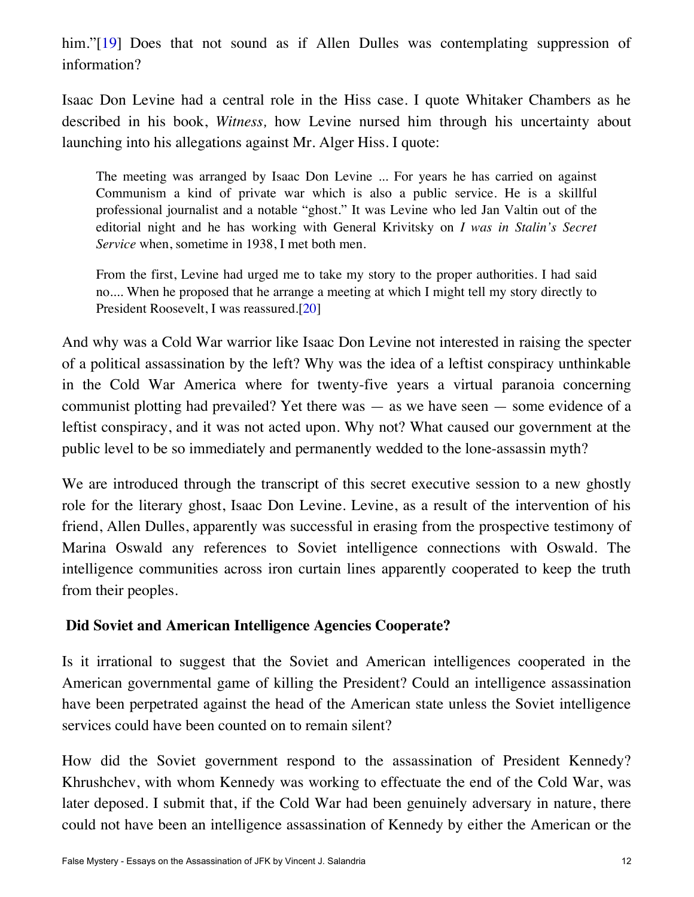him."[19] Does that not sound as if Allen Dulles was contemplating suppression of information?

Isaac Don Levine had a central role in the Hiss case. I quote Whitaker Chambers as he described in his book, *Witness,* how Levine nursed him through his uncertainty about launching into his allegations against Mr. Alger Hiss. I quote:

> The meeting was arranged by Isaac Don Levine ... For years he has carried on against Communism a kind of private war which is also a public service. He is a skillful professional journalist and a notable "ghost." It was Levine who led Jan Valtin out of the editorial night and he has working with General Krivitsky on *I was in Stalin's Secret Service* when, sometime in 1938, I met both men.
>
> From the first, Levine had urged me to take my story to the proper authorities. I had said no.... When he proposed that he arrange a meeting at which I might tell my story directly to President Roosevelt, I was reassured.[20]

And why was a Cold War warrior like Isaac Don Levine not interested in raising the specter of a political assassination by the left? Why was the idea of a leftist conspiracy unthinkable in the Cold War America where for twenty-five years a virtual paranoia concerning communist plotting had prevailed? Yet there was — as we have seen — some evidence of a leftist conspiracy, and it was not acted upon. Why not? What caused our government at the public level to be so immediately and permanently wedded to the lone-assassin myth?

We are introduced through the transcript of this secret executive session to a new ghostly role for the literary ghost, Isaac Don Levine. Levine, as a result of the intervention of his friend, Allen Dulles, apparently was successful in erasing from the prospective testimony of Marina Oswald any references to Soviet intelligence connections with Oswald. The intelligence communities across iron curtain lines apparently cooperated to keep the truth from their peoples.

### Did Soviet and American Intelligence Agencies Cooperate?

Is it irrational to suggest that the Soviet and American intelligences cooperated in the American governmental game of killing the President? Could an intelligence assassination have been perpetrated against the head of the American state unless the Soviet intelligence services could have been counted on to remain silent?

How did the Soviet government respond to the assassination of President Kennedy? Khrushchev, with whom Kennedy was working to effectuate the end of the Cold War, was later deposed. I submit that, if the Cold War had been genuinely adversary in nature, there could not have been an intelligence assassination of Kennedy by either the American or the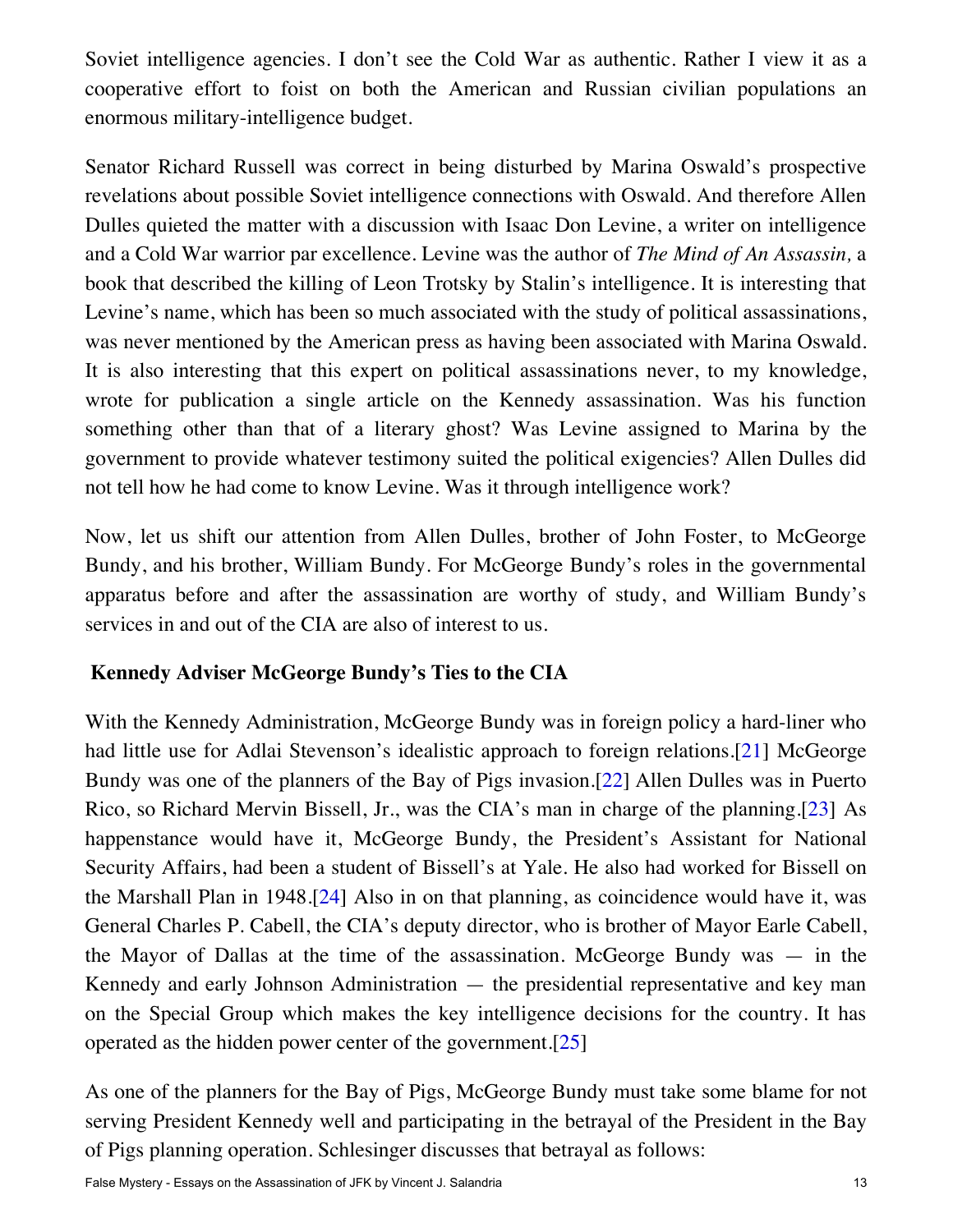Soviet intelligence agencies. I don't see the Cold War as authentic. Rather I view it as a cooperative effort to foist on both the American and Russian civilian populations an enormous military-intelligence budget.

Senator Richard Russell was correct in being disturbed by Marina Oswald's prospective revelations about possible Soviet intelligence connections with Oswald. And therefore Allen Dulles quieted the matter with a discussion with Isaac Don Levine, a writer on intelligence and a Cold War warrior par excellence. Levine was the author of *The Mind of An Assassin,* a book that described the killing of Leon Trotsky by Stalin's intelligence. It is interesting that Levine's name, which has been so much associated with the study of political assassinations, was never mentioned by the American press as having been associated with Marina Oswald. It is also interesting that this expert on political assassinations never, to my knowledge, wrote for publication a single article on the Kennedy assassination. Was his function something other than that of a literary ghost? Was Levine assigned to Marina by the government to provide whatever testimony suited the political exigencies? Allen Dulles did not tell how he had come to know Levine. Was it through intelligence work?

Now, let us shift our attention from Allen Dulles, brother of John Foster, to McGeorge Bundy, and his brother, William Bundy. For McGeorge Bundy's roles in the governmental apparatus before and after the assassination are worthy of study, and William Bundy's services in and out of the CIA are also of interest to us.

### Kennedy Adviser McGeorge Bundy's Ties to the CIA

With the Kennedy Administration, McGeorge Bundy was in foreign policy a hard-liner who had little use for Adlai Stevenson's idealistic approach to foreign relations.[21] McGeorge Bundy was one of the planners of the Bay of Pigs invasion.[22] Allen Dulles was in Puerto Rico, so Richard Mervin Bissell, Jr., was the CIA's man in charge of the planning.[23] As happenstance would have it, McGeorge Bundy, the President's Assistant for National Security Affairs, had been a student of Bissell's at Yale. He also had worked for Bissell on the Marshall Plan in 1948.[24] Also in on that planning, as coincidence would have it, was General Charles P. Cabell, the CIA's deputy director, who is brother of Mayor Earle Cabell, the Mayor of Dallas at the time of the assassination. McGeorge Bundy was — in the Kennedy and early Johnson Administration — the presidential representative and key man on the Special Group which makes the key intelligence decisions for the country. It has operated as the hidden power center of the government.[25]

As one of the planners for the Bay of Pigs, McGeorge Bundy must take some blame for not serving President Kennedy well and participating in the betrayal of the President in the Bay of Pigs planning operation. Schlesinger discusses that betrayal as follows: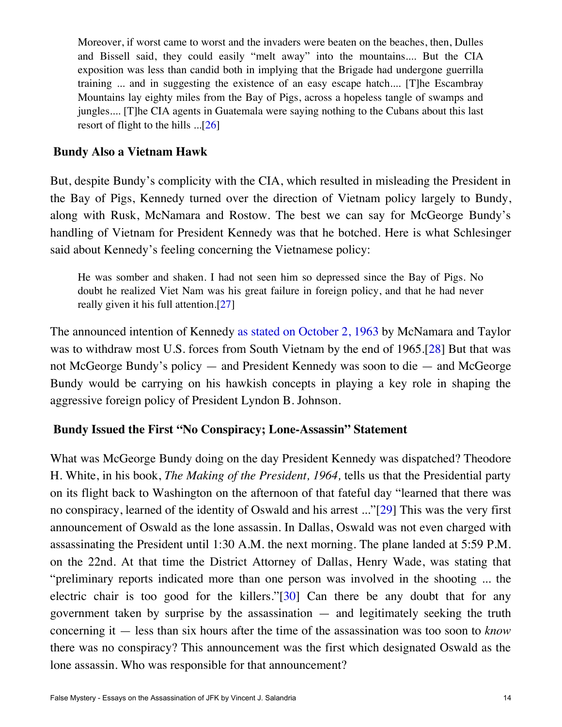> Moreover, if worst came to worst and the invaders were beaten on the beaches, then, Dulles and Bissell said, they could easily "melt away" into the mountains.... But the CIA exposition was less than candid both in implying that the Brigade had undergone guerrilla training ... and in suggesting the existence of an easy escape hatch.... [T]he Escambray Mountains lay eighty miles from the Bay of Pigs, across a hopeless tangle of swamps and jungles.... [T]he CIA agents in Guatemala were saying nothing to the Cubans about this last resort of flight to the hills ...[26]

### Bundy Also a Vietnam Hawk

But, despite Bundy's complicity with the CIA, which resulted in misleading the President in the Bay of Pigs, Kennedy turned over the direction of Vietnam policy largely to Bundy, along with Rusk, McNamara and Rostow. The best we can say for McGeorge Bundy's handling of Vietnam for President Kennedy was that he botched. Here is what Schlesinger said about Kennedy's feeling concerning the Vietnamese policy:

> He was somber and shaken. I had not seen him so depressed since the Bay of Pigs. No doubt he realized Viet Nam was his great failure in foreign policy, and that he had never really given it his full attention.[27]

The announced intention of Kennedy as stated on October 2, 1963 by McNamara and Taylor was to withdraw most U.S. forces from South Vietnam by the end of 1965.[28] But that was not McGeorge Bundy's policy — and President Kennedy was soon to die — and McGeorge Bundy would be carrying on his hawkish concepts in playing a key role in shaping the aggressive foreign policy of President Lyndon B. Johnson.

### Bundy Issued the First "No Conspiracy; Lone-Assassin" Statement

What was McGeorge Bundy doing on the day President Kennedy was dispatched? Theodore H. White, in his book, *The Making of the President, 1964,* tells us that the Presidential party on its flight back to Washington on the afternoon of that fateful day "learned that there was no conspiracy, learned of the identity of Oswald and his arrest ..."[29] This was the very first announcement of Oswald as the lone assassin. In Dallas, Oswald was not even charged with assassinating the President until 1:30 A.M. the next morning. The plane landed at 5:59 P.M. on the 22nd. At that time the District Attorney of Dallas, Henry Wade, was stating that "preliminary reports indicated more than one person was involved in the shooting ... the electric chair is too good for the killers."[30] Can there be any doubt that for any government taken by surprise by the assassination — and legitimately seeking the truth concerning it — less than six hours after the time of the assassination was too soon to *know* there was no conspiracy? This announcement was the first which designated Oswald as the lone assassin. Who was responsible for that announcement?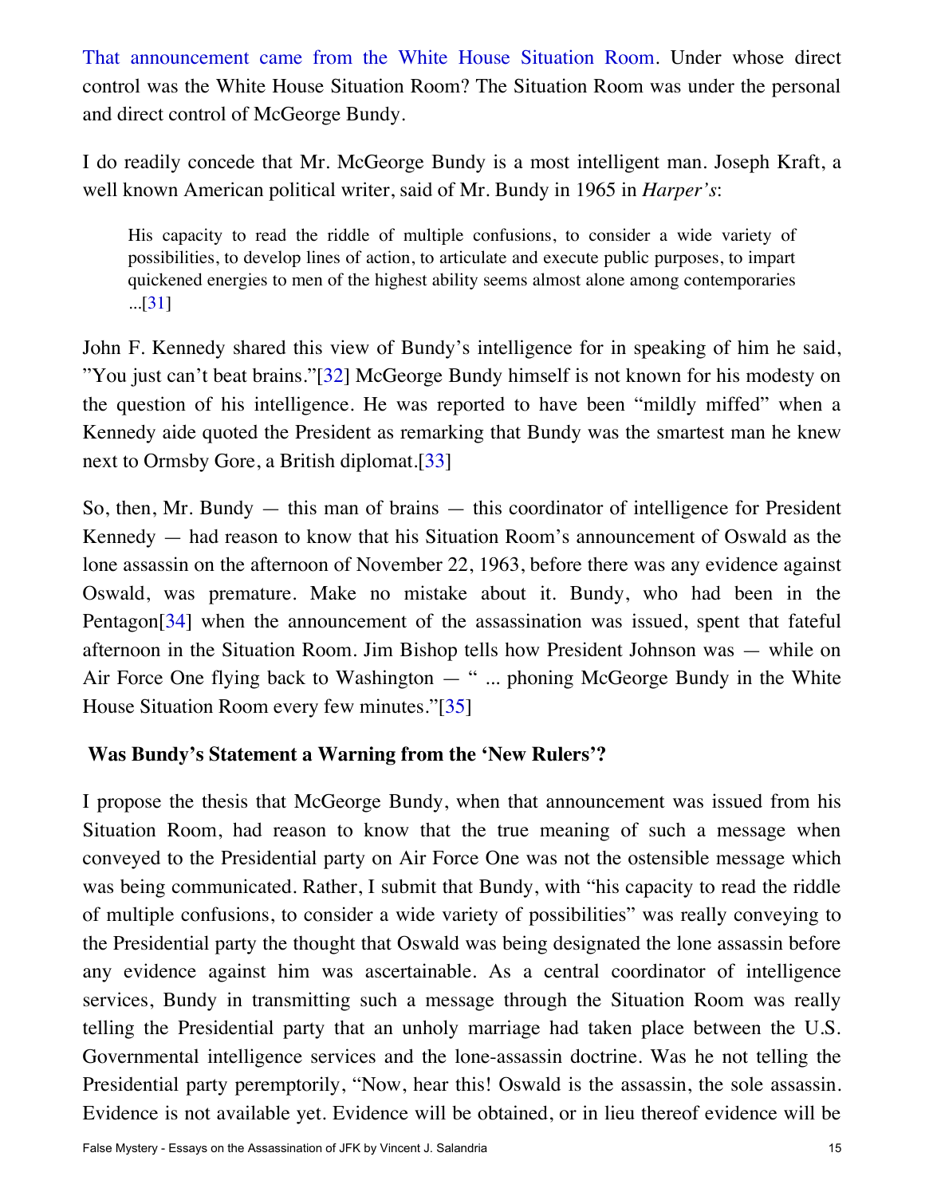That announcement came from the White House Situation Room. Under whose direct control was the White House Situation Room? The Situation Room was under the personal and direct control of McGeorge Bundy.

I do readily concede that Mr. McGeorge Bundy is a most intelligent man. Joseph Kraft, a well known American political writer, said of Mr. Bundy in 1965 in *Harper's*:

> His capacity to read the riddle of multiple confusions, to consider a wide variety of possibilities, to develop lines of action, to articulate and execute public purposes, to impart quickened energies to men of the highest ability seems almost alone among contemporaries ...[31]

John F. Kennedy shared this view of Bundy's intelligence for in speaking of him he said, "You just can't beat brains."[32] McGeorge Bundy himself is not known for his modesty on the question of his intelligence. He was reported to have been "mildly miffed" when a Kennedy aide quoted the President as remarking that Bundy was the smartest man he knew next to Ormsby Gore, a British diplomat.[33]

So, then, Mr. Bundy — this man of brains — this coordinator of intelligence for President Kennedy — had reason to know that his Situation Room's announcement of Oswald as the lone assassin on the afternoon of November 22, 1963, before there was any evidence against Oswald, was premature. Make no mistake about it. Bundy, who had been in the Pentagon[34] when the announcement of the assassination was issued, spent that fateful afternoon in the Situation Room. Jim Bishop tells how President Johnson was — while on Air Force One flying back to Washington — " ... phoning McGeorge Bundy in the White House Situation Room every few minutes."[35]

## Was Bundy's Statement a Warning from the 'New Rulers'?

I propose the thesis that McGeorge Bundy, when that announcement was issued from his Situation Room, had reason to know that the true meaning of such a message when conveyed to the Presidential party on Air Force One was not the ostensible message which was being communicated. Rather, I submit that Bundy, with "his capacity to read the riddle of multiple confusions, to consider a wide variety of possibilities" was really conveying to the Presidential party the thought that Oswald was being designated the lone assassin before any evidence against him was ascertainable. As a central coordinator of intelligence services, Bundy in transmitting such a message through the Situation Room was really telling the Presidential party that an unholy marriage had taken place between the U.S. Governmental intelligence services and the lone-assassin doctrine. Was he not telling the Presidential party peremptorily, "Now, hear this! Oswald is the assassin, the sole assassin. Evidence is not available yet. Evidence will be obtained, or in lieu thereof evidence will be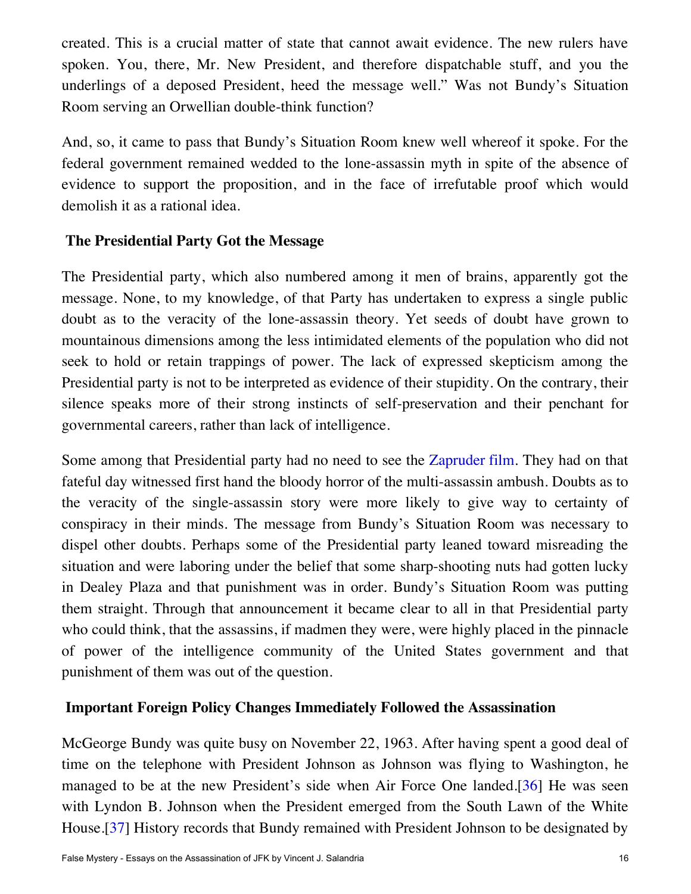created. This is a crucial matter of state that cannot await evidence. The new rulers have spoken. You, there, Mr. New President, and therefore dispatchable stuff, and you the underlings of a deposed President, heed the message well." Was not Bundy's Situation Room serving an Orwellian double-think function?

And, so, it came to pass that Bundy's Situation Room knew well whereof it spoke. For the federal government remained wedded to the lone-assassin myth in spite of the absence of evidence to support the proposition, and in the face of irrefutable proof which would demolish it as a rational idea.

## The Presidential Party Got the Message

The Presidential party, which also numbered among it men of brains, apparently got the message. None, to my knowledge, of that Party has undertaken to express a single public doubt as to the veracity of the lone-assassin theory. Yet seeds of doubt have grown to mountainous dimensions among the less intimidated elements of the population who did not seek to hold or retain trappings of power. The lack of expressed skepticism among the Presidential party is not to be interpreted as evidence of their stupidity. On the contrary, their silence speaks more of their strong instincts of self-preservation and their penchant for governmental careers, rather than lack of intelligence.

Some among that Presidential party had no need to see the Zapruder film. They had on that fateful day witnessed first hand the bloody horror of the multi-assassin ambush. Doubts as to the veracity of the single-assassin story were more likely to give way to certainty of conspiracy in their minds. The message from Bundy's Situation Room was necessary to dispel other doubts. Perhaps some of the Presidential party leaned toward misreading the situation and were laboring under the belief that some sharp-shooting nuts had gotten lucky in Dealey Plaza and that punishment was in order. Bundy's Situation Room was putting them straight. Through that announcement it became clear to all in that Presidential party who could think, that the assassins, if madmen they were, were highly placed in the pinnacle of power of the intelligence community of the United States government and that punishment of them was out of the question.

## Important Foreign Policy Changes Immediately Followed the Assassination

McGeorge Bundy was quite busy on November 22, 1963. After having spent a good deal of time on the telephone with President Johnson as Johnson was flying to Washington, he managed to be at the new President's side when Air Force One landed.[36] He was seen with Lyndon B. Johnson when the President emerged from the South Lawn of the White House.[37] History records that Bundy remained with President Johnson to be designated by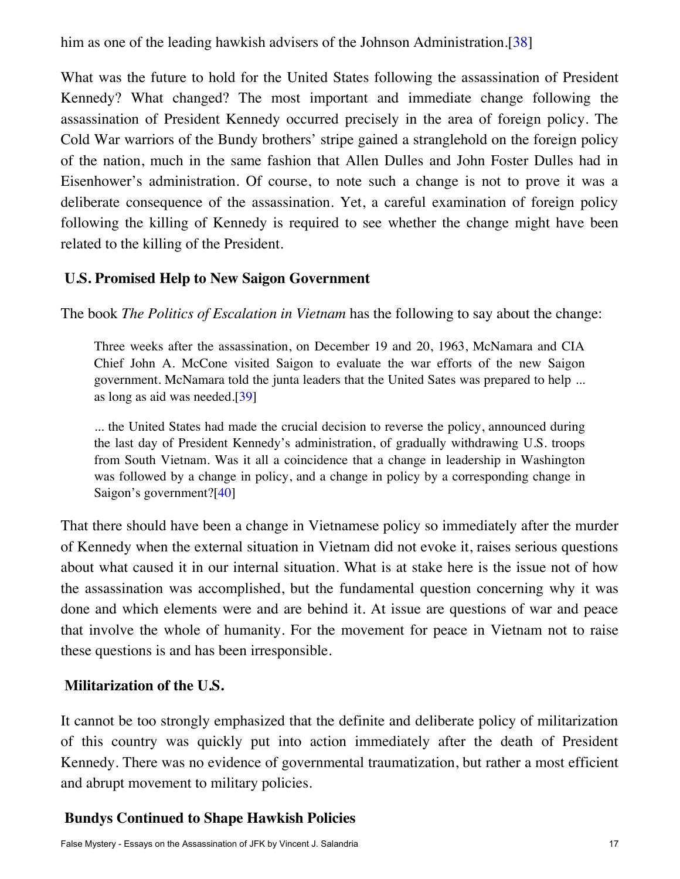him as one of the leading hawkish advisers of the Johnson Administration.[38]

What was the future to hold for the United States following the assassination of President Kennedy? What changed? The most important and immediate change following the assassination of President Kennedy occurred precisely in the area of foreign policy. The Cold War warriors of the Bundy brothers' stripe gained a stranglehold on the foreign policy of the nation, much in the same fashion that Allen Dulles and John Foster Dulles had in Eisenhower's administration. Of course, to note such a change is not to prove it was a deliberate consequence of the assassination. Yet, a careful examination of foreign policy following the killing of Kennedy is required to see whether the change might have been related to the killing of the President.

### U.S. Promised Help to New Saigon Government

The book *The Politics of Escalation in Vietnam* has the following to say about the change:

> Three weeks after the assassination, on December 19 and 20, 1963, McNamara and CIA Chief John A. McCone visited Saigon to evaluate the war efforts of the new Saigon government. McNamara told the junta leaders that the United Sates was prepared to help ... as long as aid was needed.[39]
>
> ... the United States had made the crucial decision to reverse the policy, announced during the last day of President Kennedy's administration, of gradually withdrawing U.S. troops from South Vietnam. Was it all a coincidence that a change in leadership in Washington was followed by a change in policy, and a change in policy by a corresponding change in Saigon's government?[40]

That there should have been a change in Vietnamese policy so immediately after the murder of Kennedy when the external situation in Vietnam did not evoke it, raises serious questions about what caused it in our internal situation. What is at stake here is the issue not of how the assassination was accomplished, but the fundamental question concerning why it was done and which elements were and are behind it. At issue are questions of war and peace that involve the whole of humanity. For the movement for peace in Vietnam not to raise these questions is and has been irresponsible.

### Militarization of the U.S.

It cannot be too strongly emphasized that the definite and deliberate policy of militarization of this country was quickly put into action immediately after the death of President Kennedy. There was no evidence of governmental traumatization, but rather a most efficient and abrupt movement to military policies.

### Bundys Continued to Shape Hawkish Policies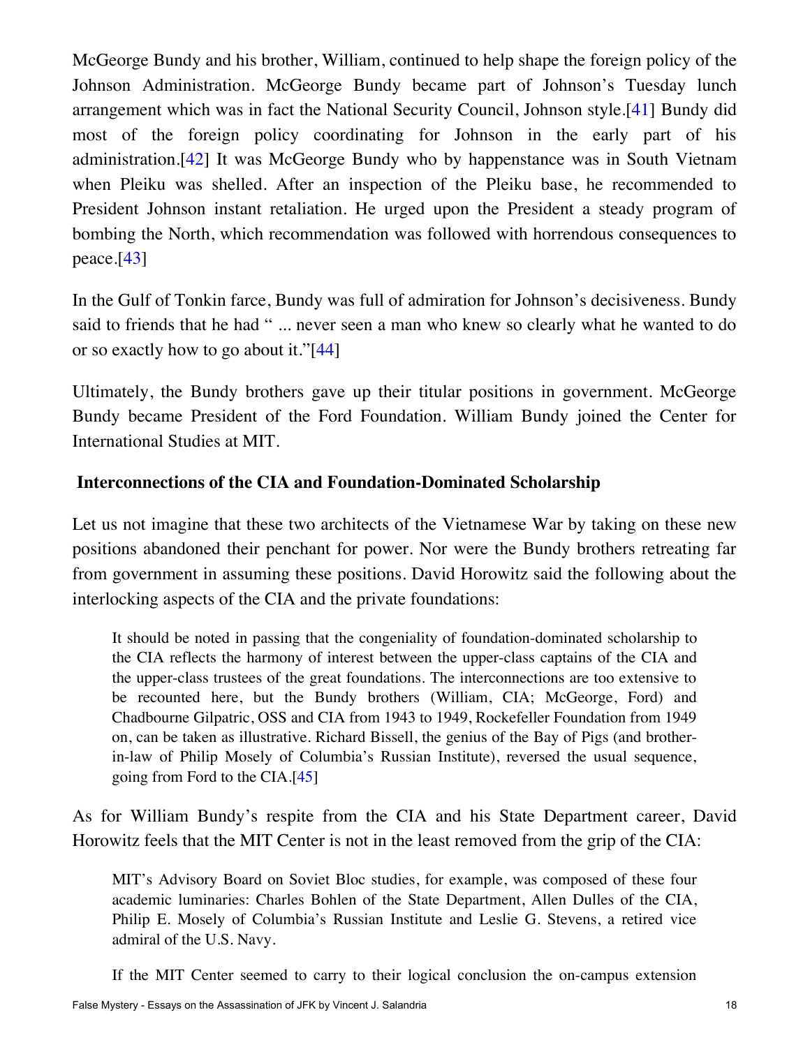McGeorge Bundy and his brother, William, continued to help shape the foreign policy of the Johnson Administration. McGeorge Bundy became part of Johnson's Tuesday lunch arrangement which was in fact the National Security Council, Johnson style.[41] Bundy did most of the foreign policy coordinating for Johnson in the early part of his administration.[42] It was McGeorge Bundy who by happenstance was in South Vietnam when Pleiku was shelled. After an inspection of the Pleiku base, he recommended to President Johnson instant retaliation. He urged upon the President a steady program of bombing the North, which recommendation was followed with horrendous consequences to peace.[43]

In the Gulf of Tonkin farce, Bundy was full of admiration for Johnson's decisiveness. Bundy said to friends that he had " ... never seen a man who knew so clearly what he wanted to do or so exactly how to go about it."[44]

Ultimately, the Bundy brothers gave up their titular positions in government. McGeorge Bundy became President of the Ford Foundation. William Bundy joined the Center for International Studies at MIT.

## Interconnections of the CIA and Foundation-Dominated Scholarship

Let us not imagine that these two architects of the Vietnamese War by taking on these new positions abandoned their penchant for power. Nor were the Bundy brothers retreating far from government in assuming these positions. David Horowitz said the following about the interlocking aspects of the CIA and the private foundations:

> It should be noted in passing that the congeniality of foundation-dominated scholarship to the CIA reflects the harmony of interest between the upper-class captains of the CIA and the upper-class trustees of the great foundations. The interconnections are too extensive to be recounted here, but the Bundy brothers (William, CIA; McGeorge, Ford) and Chadbourne Gilpatric, OSS and CIA from 1943 to 1949, Rockefeller Foundation from 1949 on, can be taken as illustrative. Richard Bissell, the genius of the Bay of Pigs (and brother-in-law of Philip Mosely of Columbia's Russian Institute), reversed the usual sequence, going from Ford to the CIA.[45]

As for William Bundy's respite from the CIA and his State Department career, David Horowitz feels that the MIT Center is not in the least removed from the grip of the CIA:

> MIT's Advisory Board on Soviet Bloc studies, for example, was composed of these four academic luminaries: Charles Bohlen of the State Department, Allen Dulles of the CIA, Philip E. Mosely of Columbia's Russian Institute and Leslie G. Stevens, a retired vice admiral of the U.S. Navy.
>
> If the MIT Center seemed to carry to their logical conclusion the on-campus extension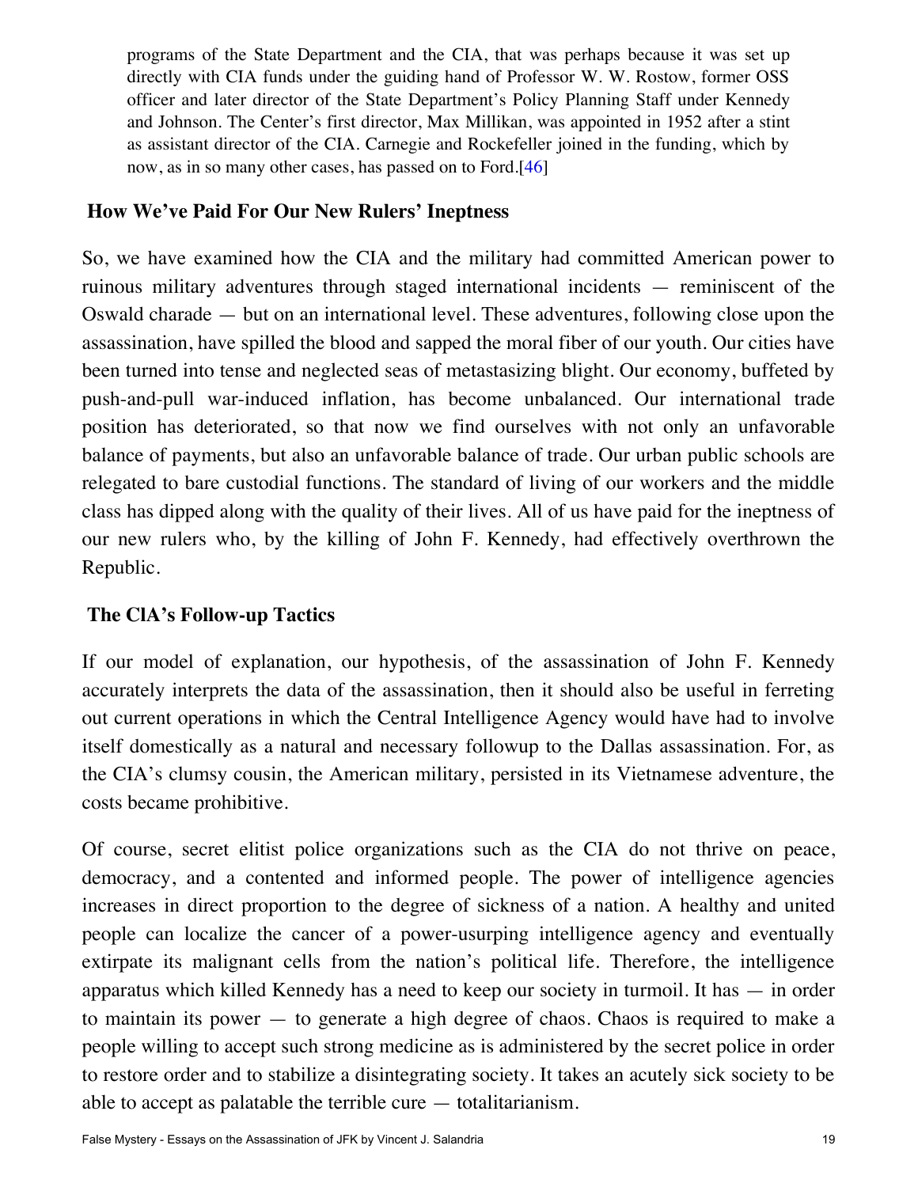programs of the State Department and the CIA, that was perhaps because it was set up directly with CIA funds under the guiding hand of Professor W. W. Rostow, former OSS officer and later director of the State Department's Policy Planning Staff under Kennedy and Johnson. The Center's first director, Max Millikan, was appointed in 1952 after a stint as assistant director of the CIA. Carnegie and Rockefeller joined in the funding, which by now, as in so many other cases, has passed on to Ford.[46]

### How We've Paid For Our New Rulers' Ineptness

So, we have examined how the CIA and the military had committed American power to ruinous military adventures through staged international incidents — reminiscent of the Oswald charade — but on an international level. These adventures, following close upon the assassination, have spilled the blood and sapped the moral fiber of our youth. Our cities have been turned into tense and neglected seas of metastasizing blight. Our economy, buffeted by push-and-pull war-induced inflation, has become unbalanced. Our international trade position has deteriorated, so that now we find ourselves with not only an unfavorable balance of payments, but also an unfavorable balance of trade. Our urban public schools are relegated to bare custodial functions. The standard of living of our workers and the middle class has dipped along with the quality of their lives. All of us have paid for the ineptness of our new rulers who, by the killing of John F. Kennedy, had effectively overthrown the Republic.

### The ClA's Follow-up Tactics

If our model of explanation, our hypothesis, of the assassination of John F. Kennedy accurately interprets the data of the assassination, then it should also be useful in ferreting out current operations in which the Central Intelligence Agency would have had to involve itself domestically as a natural and necessary followup to the Dallas assassination. For, as the CIA's clumsy cousin, the American military, persisted in its Vietnamese adventure, the costs became prohibitive.

Of course, secret elitist police organizations such as the CIA do not thrive on peace, democracy, and a contented and informed people. The power of intelligence agencies increases in direct proportion to the degree of sickness of a nation. A healthy and united people can localize the cancer of a power-usurping intelligence agency and eventually extirpate its malignant cells from the nation's political life. Therefore, the intelligence apparatus which killed Kennedy has a need to keep our society in turmoil. It has — in order to maintain its power — to generate a high degree of chaos. Chaos is required to make a people willing to accept such strong medicine as is administered by the secret police in order to restore order and to stabilize a disintegrating society. It takes an acutely sick society to be able to accept as palatable the terrible cure — totalitarianism.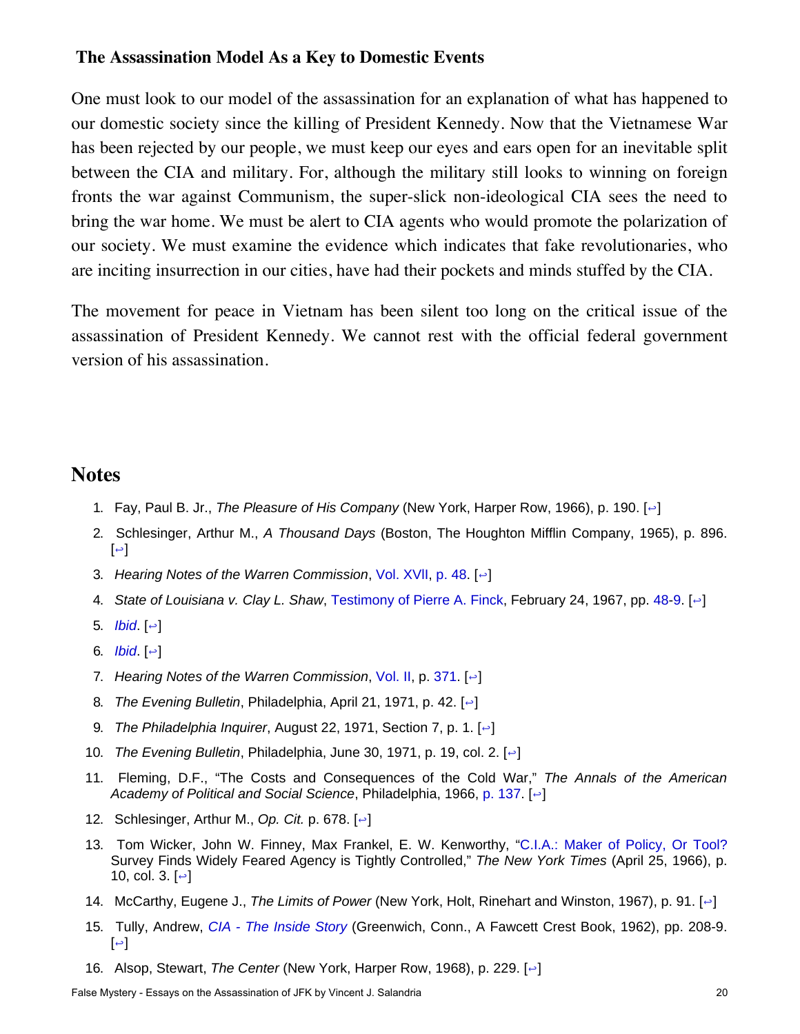### The Assassination Model As a Key to Domestic Events

One must look to our model of the assassination for an explanation of what has happened to our domestic society since the killing of President Kennedy. Now that the Vietnamese War has been rejected by our people, we must keep our eyes and ears open for an inevitable split between the CIA and military. For, although the military still looks to winning on foreign fronts the war against Communism, the super-slick non-ideological CIA sees the need to bring the war home. We must be alert to CIA agents who would promote the polarization of our society. We must examine the evidence which indicates that fake revolutionaries, who are inciting insurrection in our cities, have had their pockets and minds stuffed by the CIA.

The movement for peace in Vietnam has been silent too long on the critical issue of the assassination of President Kennedy. We cannot rest with the official federal government version of his assassination.

## Notes

1. Fay, Paul B. Jr., *The Pleasure of His Company* (New York, Harper Row, 1966), p. 190. [↩]
2. Schlesinger, Arthur M., *A Thousand Days* (Boston, The Houghton Mifflin Company, 1965), p. 896. [↩]
3. *Hearing Notes of the Warren Commission*, Vol. XVII, p. 48. [↩]
4. *State of Louisiana v. Clay L. Shaw*, Testimony of Pierre A. Finck, February 24, 1967, pp. 48-9. [↩]
5. *Ibid*. [↩]
6. *Ibid*. [↩]
7. *Hearing Notes of the Warren Commission*, Vol. II, p. 371. [↩]
8. *The Evening Bulletin*, Philadelphia, April 21, 1971, p. 42. [↩]
9. *The Philadelphia Inquirer*, August 22, 1971, Section 7, p. 1. [↩]
10. *The Evening Bulletin*, Philadelphia, June 30, 1971, p. 19, col. 2. [↩]
11. Fleming, D.F., "The Costs and Consequences of the Cold War," *The Annals of the American Academy of Political and Social Science*, Philadelphia, 1966, p. 137. [↩]
12. Schlesinger, Arthur M., *Op. Cit.* p. 678. [↩]
13. Tom Wicker, John W. Finney, Max Frankel, E. W. Kenworthy, "C.I.A.: Maker of Policy, Or Tool? Survey Finds Widely Feared Agency is Tightly Controlled," *The New York Times* (April 25, 1966), p. 10, col. 3. [↩]
14. McCarthy, Eugene J., *The Limits of Power* (New York, Holt, Rinehart and Winston, 1967), p. 91. [↩]
15. Tully, Andrew, *CIA - The Inside Story* (Greenwich, Conn., A Fawcett Crest Book, 1962), pp. 208-9. [↩]
16. Alsop, Stewart, *The Center* (New York, Harper Row, 1968), p. 229. [↩]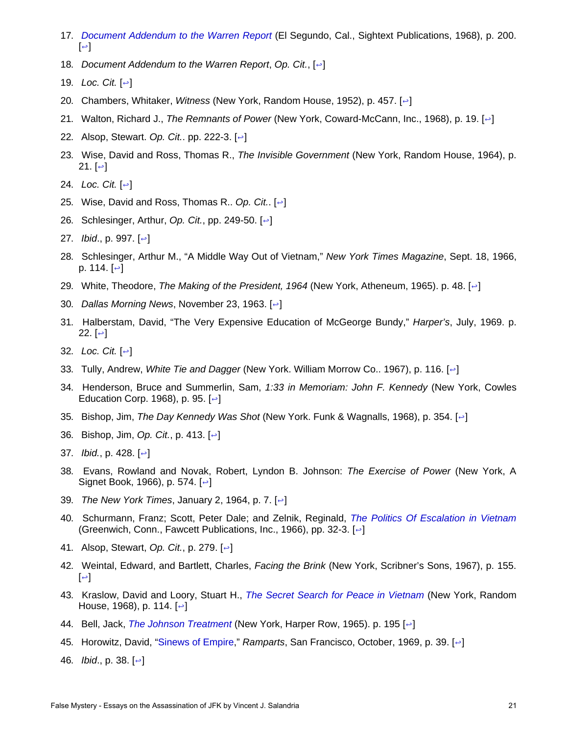17. *Document Addendum to the Warren Report* (El Segundo, Cal., Sightext Publications, 1968), p. 200. [↩]
18. *Document Addendum to the Warren Report*, *Op. Cit.*, [↩]
19. *Loc. Cit.* [↩]
20. Chambers, Whitaker, *Witness* (New York, Random House, 1952), p. 457. [↩]
21. Walton, Richard J., *The Remnants of Power* (New York, Coward-McCann, Inc., 1968), p. 19. [↩]
22. Alsop, Stewart. *Op. Cit.*. pp. 222-3. [↩]
23. Wise, David and Ross, Thomas R., *The Invisible Government* (New York, Random House, 1964), p. 21. [↩]
24. *Loc. Cit.* [↩]
25. Wise, David and Ross, Thomas R.. *Op. Cit.*. [↩]
26. Schlesinger, Arthur, *Op. Cit.*, pp. 249-50. [↩]
27. *Ibid*., p. 997. [↩]
28. Schlesinger, Arthur M., "A Middle Way Out of Vietnam," *New York Times Magazine*, Sept. 18, 1966, p. 114. [↩]
29. White, Theodore, *The Making of the President, 1964* (New York, Atheneum, 1965). p. 48. [↩]
30. *Dallas Morning News*, November 23, 1963. [↩]
31. Halberstam, David, "The Very Expensive Education of McGeorge Bundy," *Harper's*, July, 1969. p. 22. [↩]
32. *Loc. Cit.* [↩]
33. Tully, Andrew, *White Tie and Dagger* (New York. William Morrow Co.. 1967), p. 116. [↩]
34. Henderson, Bruce and Summerlin, Sam, *1:33 in Memoriam: John F. Kennedy* (New York, Cowles Education Corp. 1968), p. 95. [↩]
35. Bishop, Jim, *The Day Kennedy Was Shot* (New York. Funk & Wagnalls, 1968), p. 354. [↩]
36. Bishop, Jim, *Op. Cit.*, p. 413. [↩]
37. *Ibid.*, p. 428. [↩]
38. Evans, Rowland and Novak, Robert, Lyndon B. Johnson: *The Exercise of Power* (New York, A Signet Book, 1966), p. 574. [↩]
39. *The New York Times*, January 2, 1964, p. 7. [↩]
40. Schurmann, Franz; Scott, Peter Dale; and Zelnik, Reginald, *The Politics Of Escalation in Vietnam* (Greenwich, Conn., Fawcett Publications, Inc., 1966), pp. 32-3. [↩]
41. Alsop, Stewart, *Op. Cit.*, p. 279. [↩]
42. Weintal, Edward, and Bartlett, Charles, *Facing the Brink* (New York, Scribner's Sons, 1967), p. 155. [↩]
43. Kraslow, David and Loory, Stuart H., *The Secret Search for Peace in Vietnam* (New York, Random House, 1968), p. 114. [↩]
44. Bell, Jack, *The Johnson Treatment* (New York, Harper Row, 1965). p. 195 [↩]
45. Horowitz, David, "Sinews of Empire," *Ramparts*, San Francisco, October, 1969, p. 39. [↩]
46. *Ibid*., p. 38. [↩]